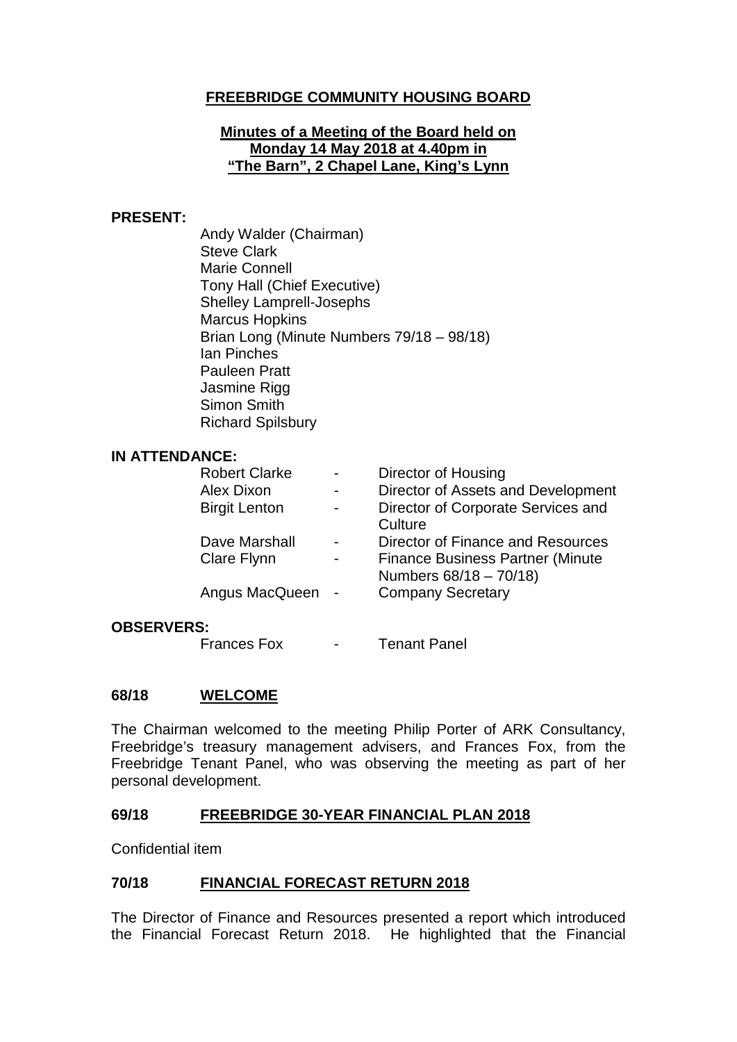**FREEBRIDGE COMMUNITY HOUSING BOARD**

**Minutes of a Meeting of the Board held on Monday 14 May 2018 at 4.40pm in "The Barn", 2 Chapel Lane, King's Lynn**

**PRESENT:**

Andy Walder (Chairman)
Steve Clark
Marie Connell
Tony Hall (Chief Executive)
Shelley Lamprell-Josephs
Marcus Hopkins
Brian Long (Minute Numbers 79/18 – 98/18)
Ian Pinches
Pauleen Pratt
Jasmine Rigg
Simon Smith
Richard Spilsbury

**IN ATTENDANCE:**

| | | |
|---|---|---|
| Robert Clarke | - | Director of Housing |
| Alex Dixon | - | Director of Assets and Development |
| Birgit Lenton | - | Director of Corporate Services and Culture |
| Dave Marshall | - | Director of Finance and Resources |
| Clare Flynn | - | Finance Business Partner (Minute Numbers 68/18 – 70/18) |
| Angus MacQueen | - | Company Secretary |

**OBSERVERS:**

| | | |
|---|---|---|
| Frances Fox | - | Tenant Panel |

## 68/18 WELCOME

The Chairman welcomed to the meeting Philip Porter of ARK Consultancy, Freebridge's treasury management advisers, and Frances Fox, from the Freebridge Tenant Panel, who was observing the meeting as part of her personal development.

## 69/18 FREEBRIDGE 30-YEAR FINANCIAL PLAN 2018

Confidential item

## 70/18 FINANCIAL FORECAST RETURN 2018

The Director of Finance and Resources presented a report which introduced the Financial Forecast Return 2018. He highlighted that the Financial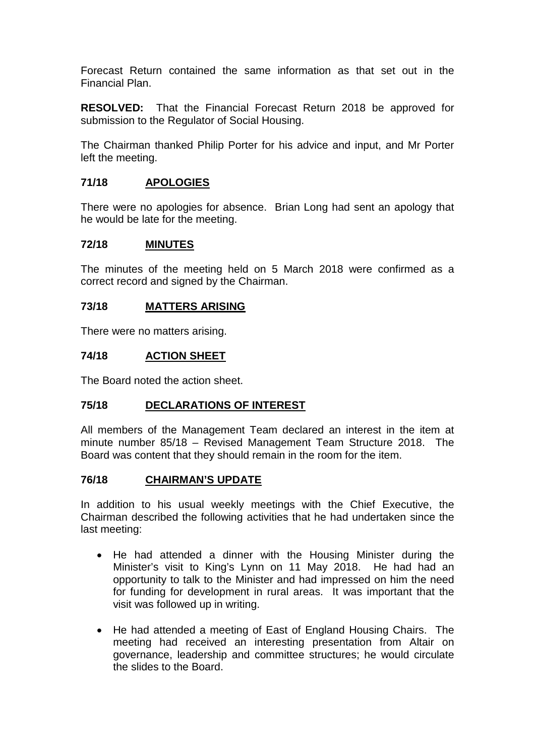Forecast Return contained the same information as that set out in the Financial Plan.

**RESOLVED:** That the Financial Forecast Return 2018 be approved for submission to the Regulator of Social Housing.

The Chairman thanked Philip Porter for his advice and input, and Mr Porter left the meeting.

## 71/18 APOLOGIES

There were no apologies for absence. Brian Long had sent an apology that he would be late for the meeting.

## 72/18 MINUTES

The minutes of the meeting held on 5 March 2018 were confirmed as a correct record and signed by the Chairman.

## 73/18 MATTERS ARISING

There were no matters arising.

## 74/18 ACTION SHEET

The Board noted the action sheet.

## 75/18 DECLARATIONS OF INTEREST

All members of the Management Team declared an interest in the item at minute number 85/18 – Revised Management Team Structure 2018. The Board was content that they should remain in the room for the item.

## 76/18 CHAIRMAN'S UPDATE

In addition to his usual weekly meetings with the Chief Executive, the Chairman described the following activities that he had undertaken since the last meeting:

- He had attended a dinner with the Housing Minister during the Minister's visit to King's Lynn on 11 May 2018. He had had an opportunity to talk to the Minister and had impressed on him the need for funding for development in rural areas. It was important that the visit was followed up in writing.
- He had attended a meeting of East of England Housing Chairs. The meeting had received an interesting presentation from Altair on governance, leadership and committee structures; he would circulate the slides to the Board.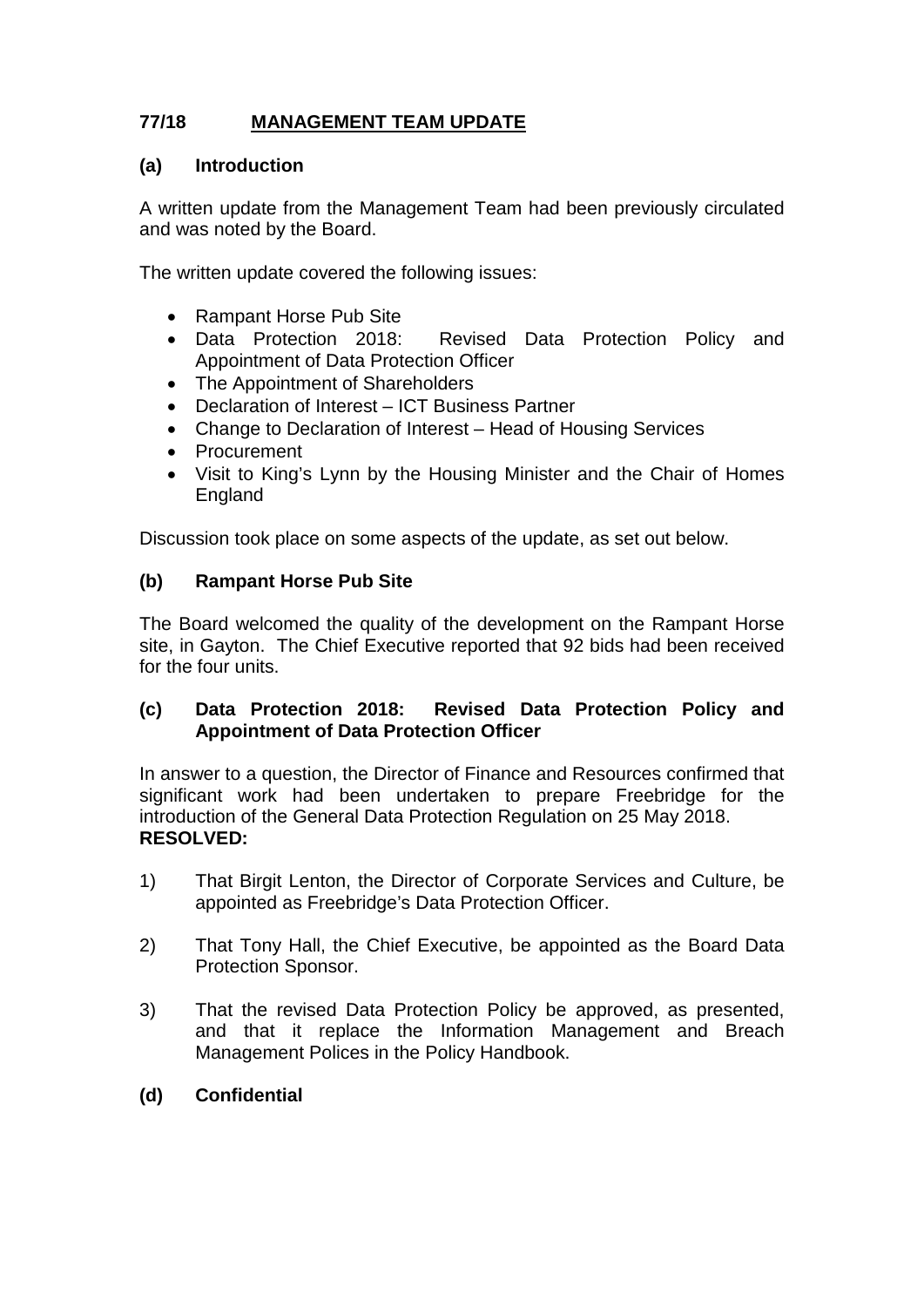## 77/18 MANAGEMENT TEAM UPDATE

### (a) Introduction

A written update from the Management Team had been previously circulated and was noted by the Board.

The written update covered the following issues:

- Rampant Horse Pub Site
- Data Protection 2018: Revised Data Protection Policy and Appointment of Data Protection Officer
- The Appointment of Shareholders
- Declaration of Interest – ICT Business Partner
- Change to Declaration of Interest – Head of Housing Services
- Procurement
- Visit to King's Lynn by the Housing Minister and the Chair of Homes England

Discussion took place on some aspects of the update, as set out below.

### (b) Rampant Horse Pub Site

The Board welcomed the quality of the development on the Rampant Horse site, in Gayton. The Chief Executive reported that 92 bids had been received for the four units.

### (c) Data Protection 2018: Revised Data Protection Policy and Appointment of Data Protection Officer

In answer to a question, the Director of Finance and Resources confirmed that significant work had been undertaken to prepare Freebridge for the introduction of the General Data Protection Regulation on 25 May 2018.
**RESOLVED:**

1) That Birgit Lenton, the Director of Corporate Services and Culture, be appointed as Freebridge's Data Protection Officer.

2) That Tony Hall, the Chief Executive, be appointed as the Board Data Protection Sponsor.

3) That the revised Data Protection Policy be approved, as presented, and that it replace the Information Management and Breach Management Polices in the Policy Handbook.

### (d) Confidential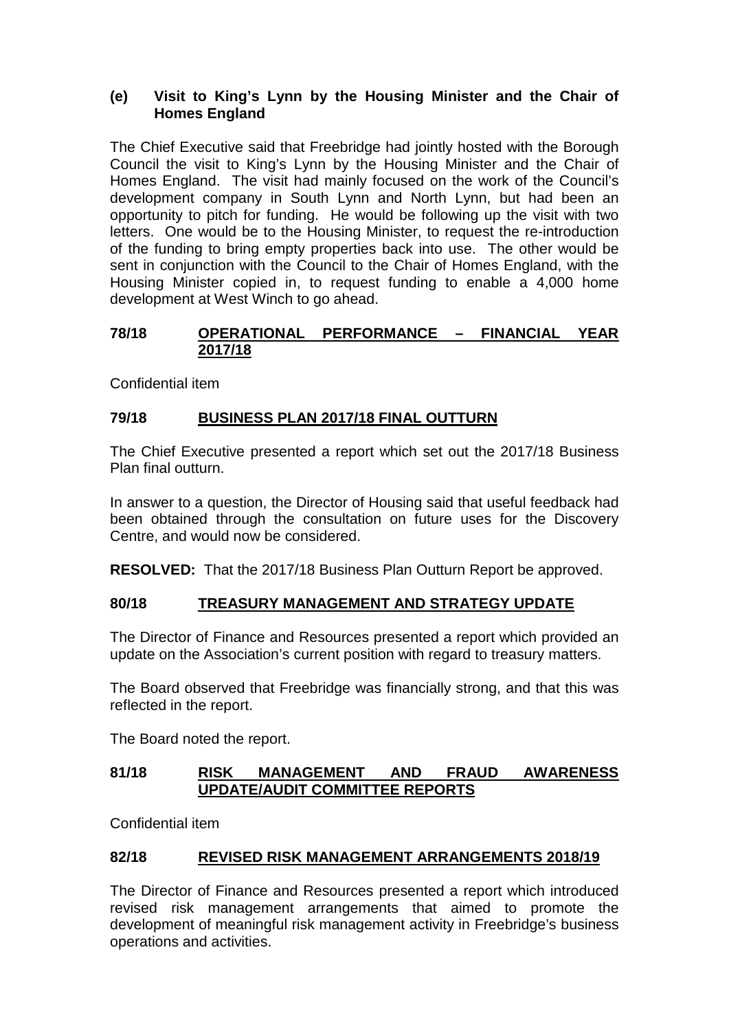### (e) Visit to King's Lynn by the Housing Minister and the Chair of Homes England

The Chief Executive said that Freebridge had jointly hosted with the Borough Council the visit to King's Lynn by the Housing Minister and the Chair of Homes England. The visit had mainly focused on the work of the Council's development company in South Lynn and North Lynn, but had been an opportunity to pitch for funding. He would be following up the visit with two letters. One would be to the Housing Minister, to request the re-introduction of the funding to bring empty properties back into use. The other would be sent in conjunction with the Council to the Chair of Homes England, with the Housing Minister copied in, to request funding to enable a 4,000 home development at West Winch to go ahead.

## 78/18 OPERATIONAL PERFORMANCE – FINANCIAL YEAR 2017/18

Confidential item

## 79/18 BUSINESS PLAN 2017/18 FINAL OUTTURN

The Chief Executive presented a report which set out the 2017/18 Business Plan final outturn.

In answer to a question, the Director of Housing said that useful feedback had been obtained through the consultation on future uses for the Discovery Centre, and would now be considered.

**RESOLVED:** That the 2017/18 Business Plan Outturn Report be approved.

## 80/18 TREASURY MANAGEMENT AND STRATEGY UPDATE

The Director of Finance and Resources presented a report which provided an update on the Association's current position with regard to treasury matters.

The Board observed that Freebridge was financially strong, and that this was reflected in the report.

The Board noted the report.

## 81/18 RISK MANAGEMENT AND FRAUD AWARENESS UPDATE/AUDIT COMMITTEE REPORTS

Confidential item

## 82/18 REVISED RISK MANAGEMENT ARRANGEMENTS 2018/19

The Director of Finance and Resources presented a report which introduced revised risk management arrangements that aimed to promote the development of meaningful risk management activity in Freebridge's business operations and activities.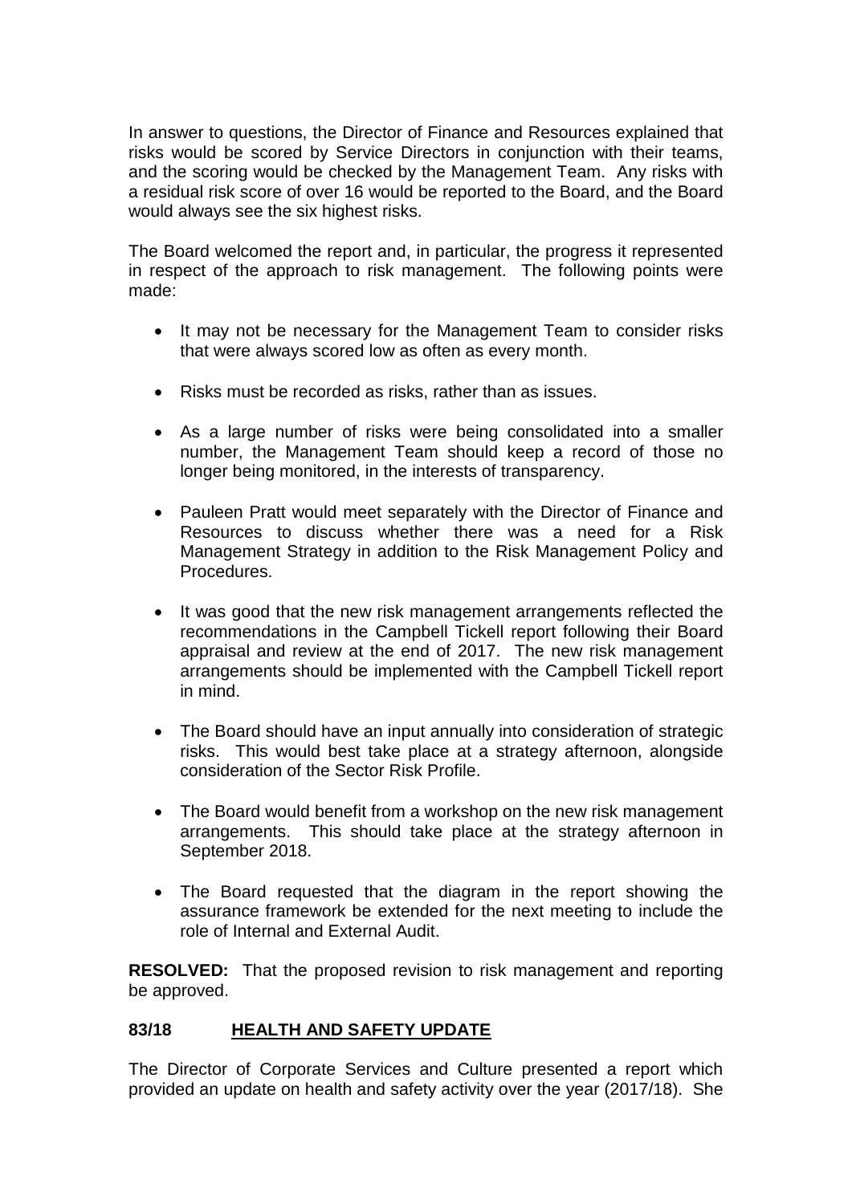In answer to questions, the Director of Finance and Resources explained that risks would be scored by Service Directors in conjunction with their teams, and the scoring would be checked by the Management Team. Any risks with a residual risk score of over 16 would be reported to the Board, and the Board would always see the six highest risks.

The Board welcomed the report and, in particular, the progress it represented in respect of the approach to risk management. The following points were made:

- It may not be necessary for the Management Team to consider risks that were always scored low as often as every month.
- Risks must be recorded as risks, rather than as issues.
- As a large number of risks were being consolidated into a smaller number, the Management Team should keep a record of those no longer being monitored, in the interests of transparency.
- Pauleen Pratt would meet separately with the Director of Finance and Resources to discuss whether there was a need for a Risk Management Strategy in addition to the Risk Management Policy and Procedures.
- It was good that the new risk management arrangements reflected the recommendations in the Campbell Tickell report following their Board appraisal and review at the end of 2017. The new risk management arrangements should be implemented with the Campbell Tickell report in mind.
- The Board should have an input annually into consideration of strategic risks. This would best take place at a strategy afternoon, alongside consideration of the Sector Risk Profile.
- The Board would benefit from a workshop on the new risk management arrangements. This should take place at the strategy afternoon in September 2018.
- The Board requested that the diagram in the report showing the assurance framework be extended for the next meeting to include the role of Internal and External Audit.

**RESOLVED:** That the proposed revision to risk management and reporting be approved.

## 83/18 HEALTH AND SAFETY UPDATE

The Director of Corporate Services and Culture presented a report which provided an update on health and safety activity over the year (2017/18). She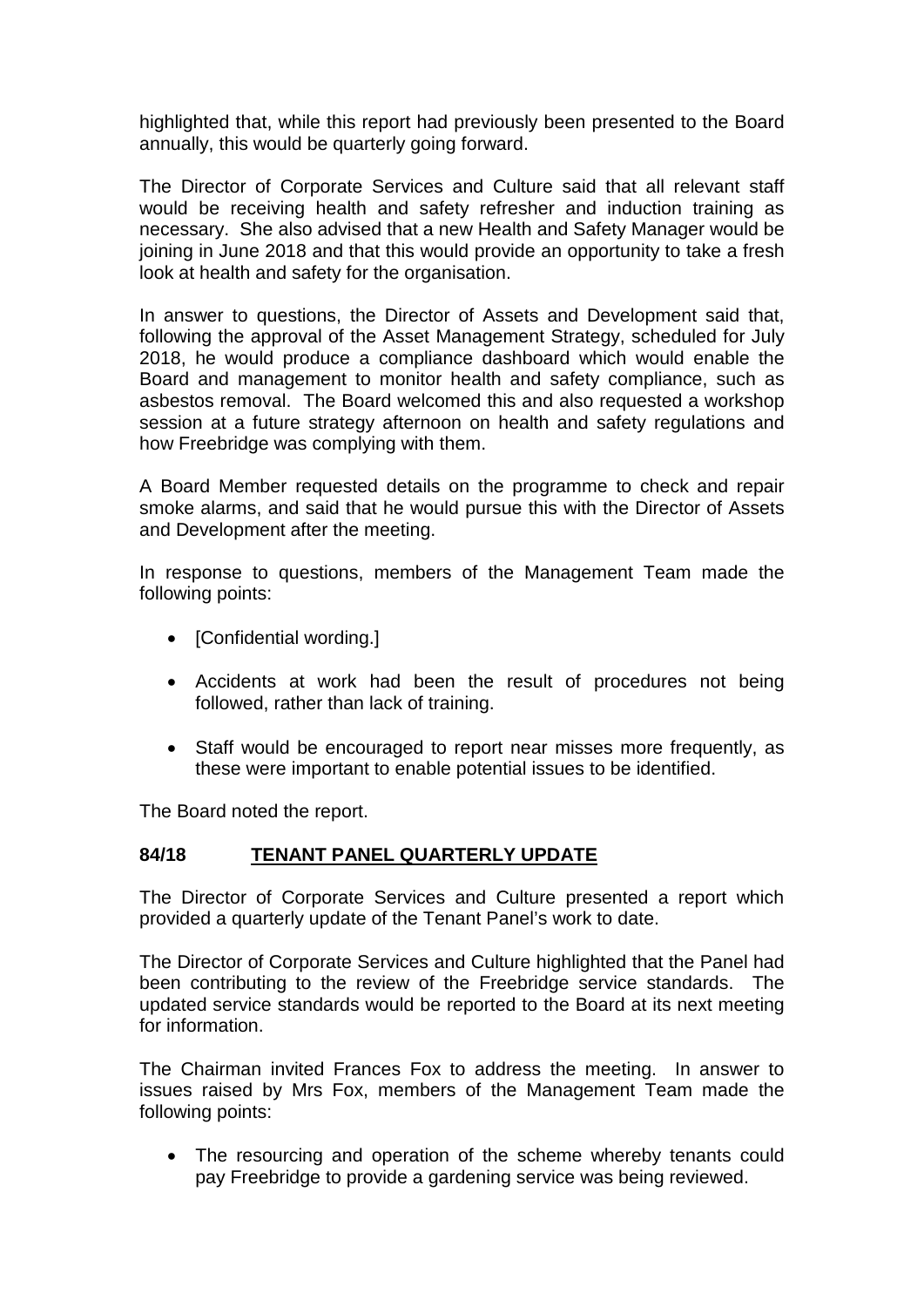highlighted that, while this report had previously been presented to the Board annually, this would be quarterly going forward.

The Director of Corporate Services and Culture said that all relevant staff would be receiving health and safety refresher and induction training as necessary. She also advised that a new Health and Safety Manager would be joining in June 2018 and that this would provide an opportunity to take a fresh look at health and safety for the organisation.

In answer to questions, the Director of Assets and Development said that, following the approval of the Asset Management Strategy, scheduled for July 2018, he would produce a compliance dashboard which would enable the Board and management to monitor health and safety compliance, such as asbestos removal. The Board welcomed this and also requested a workshop session at a future strategy afternoon on health and safety regulations and how Freebridge was complying with them.

A Board Member requested details on the programme to check and repair smoke alarms, and said that he would pursue this with the Director of Assets and Development after the meeting.

In response to questions, members of the Management Team made the following points:

- [Confidential wording.]
- Accidents at work had been the result of procedures not being followed, rather than lack of training.
- Staff would be encouraged to report near misses more frequently, as these were important to enable potential issues to be identified.

The Board noted the report.

**84/18 <u>TENANT PANEL QUARTERLY UPDATE</u>**

The Director of Corporate Services and Culture presented a report which provided a quarterly update of the Tenant Panel's work to date.

The Director of Corporate Services and Culture highlighted that the Panel had been contributing to the review of the Freebridge service standards. The updated service standards would be reported to the Board at its next meeting for information.

The Chairman invited Frances Fox to address the meeting. In answer to issues raised by Mrs Fox, members of the Management Team made the following points:

- The resourcing and operation of the scheme whereby tenants could pay Freebridge to provide a gardening service was being reviewed.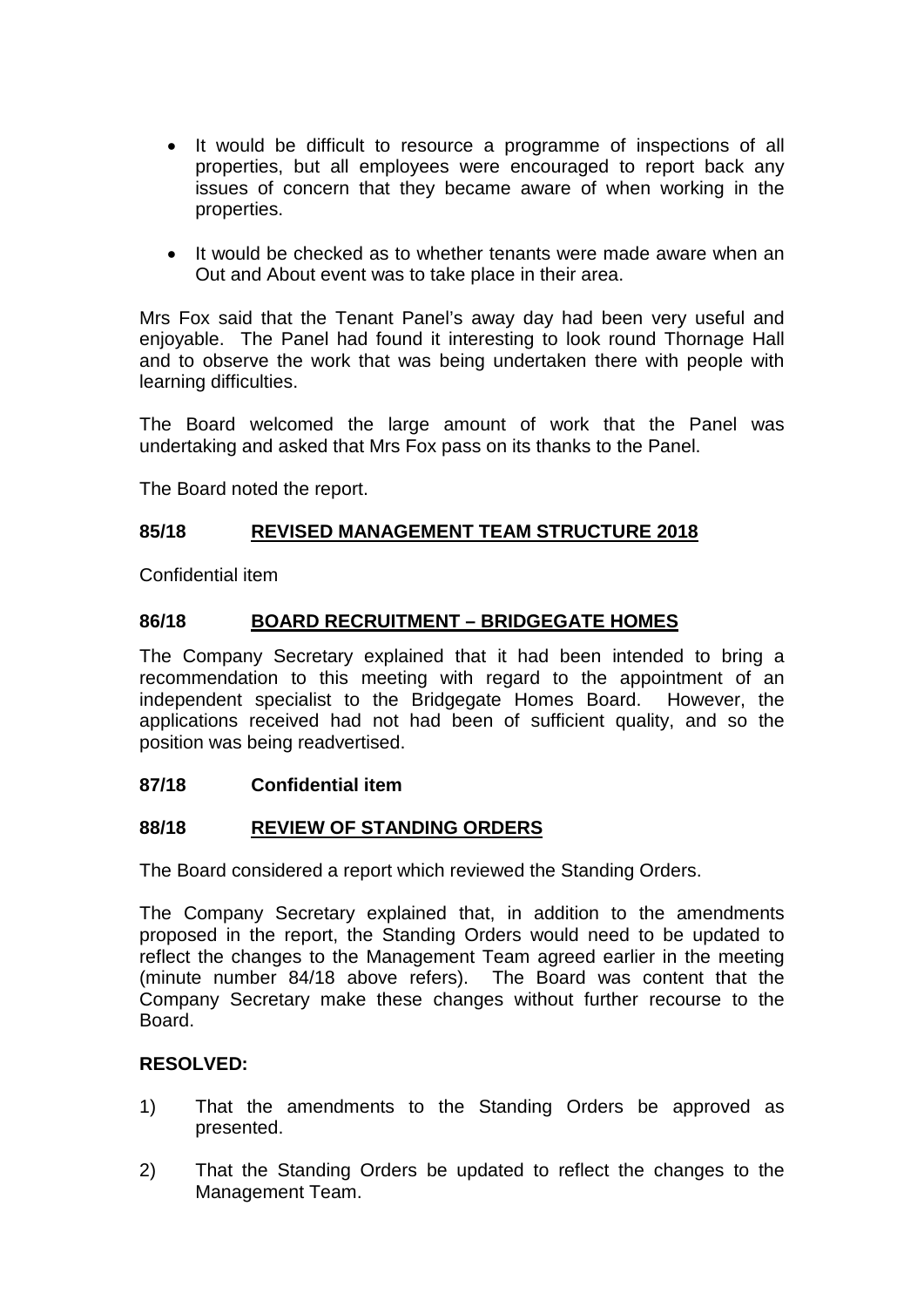- It would be difficult to resource a programme of inspections of all properties, but all employees were encouraged to report back any issues of concern that they became aware of when working in the properties.

- It would be checked as to whether tenants were made aware when an Out and About event was to take place in their area.

Mrs Fox said that the Tenant Panel's away day had been very useful and enjoyable. The Panel had found it interesting to look round Thornage Hall and to observe the work that was being undertaken there with people with learning difficulties.

The Board welcomed the large amount of work that the Panel was undertaking and asked that Mrs Fox pass on its thanks to the Panel.

The Board noted the report.

## 85/18 REVISED MANAGEMENT TEAM STRUCTURE 2018

Confidential item

## 86/18 BOARD RECRUITMENT – BRIDGEGATE HOMES

The Company Secretary explained that it had been intended to bring a recommendation to this meeting with regard to the appointment of an independent specialist to the Bridgegate Homes Board. However, the applications received had not had been of sufficient quality, and so the position was being readvertised.

## 87/18 Confidential item

## 88/18 REVIEW OF STANDING ORDERS

The Board considered a report which reviewed the Standing Orders.

The Company Secretary explained that, in addition to the amendments proposed in the report, the Standing Orders would need to be updated to reflect the changes to the Management Team agreed earlier in the meeting (minute number 84/18 above refers). The Board was content that the Company Secretary make these changes without further recourse to the Board.

**RESOLVED:**

1) That the amendments to the Standing Orders be approved as presented.

2) That the Standing Orders be updated to reflect the changes to the Management Team.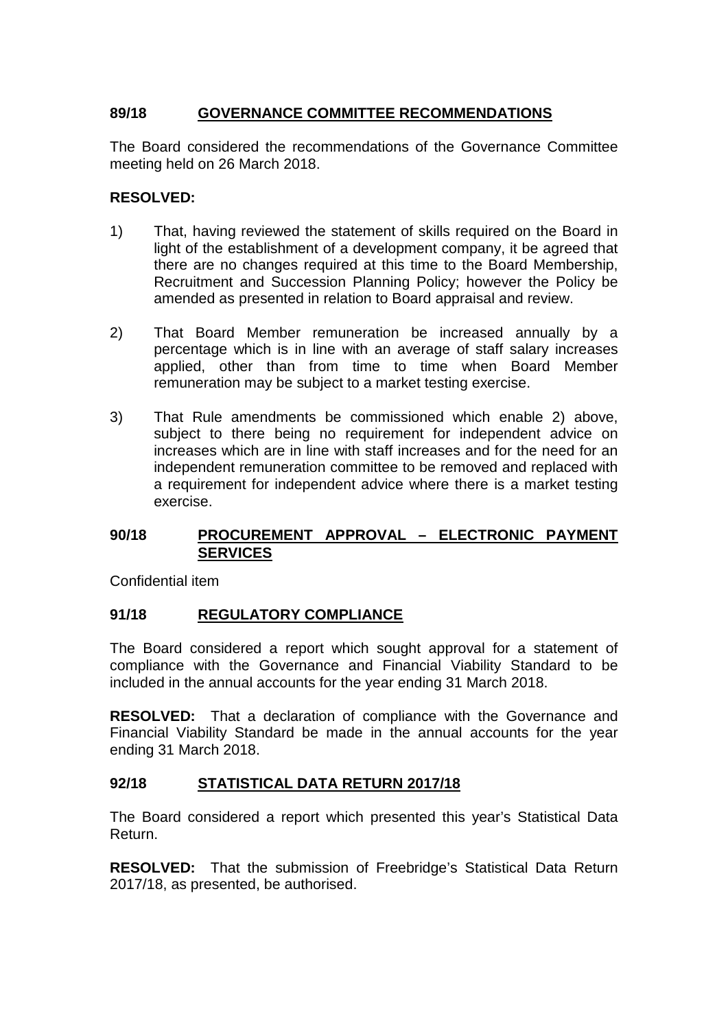## 89/18 GOVERNANCE COMMITTEE RECOMMENDATIONS

The Board considered the recommendations of the Governance Committee meeting held on 26 March 2018.

**RESOLVED:**

1) That, having reviewed the statement of skills required on the Board in light of the establishment of a development company, it be agreed that there are no changes required at this time to the Board Membership, Recruitment and Succession Planning Policy; however the Policy be amended as presented in relation to Board appraisal and review.

2) That Board Member remuneration be increased annually by a percentage which is in line with an average of staff salary increases applied, other than from time to time when Board Member remuneration may be subject to a market testing exercise.

3) That Rule amendments be commissioned which enable 2) above, subject to there being no requirement for independent advice on increases which are in line with staff increases and for the need for an independent remuneration committee to be removed and replaced with a requirement for independent advice where there is a market testing exercise.

## 90/18 PROCUREMENT APPROVAL – ELECTRONIC PAYMENT SERVICES

Confidential item

## 91/18 REGULATORY COMPLIANCE

The Board considered a report which sought approval for a statement of compliance with the Governance and Financial Viability Standard to be included in the annual accounts for the year ending 31 March 2018.

**RESOLVED:** That a declaration of compliance with the Governance and Financial Viability Standard be made in the annual accounts for the year ending 31 March 2018.

## 92/18 STATISTICAL DATA RETURN 2017/18

The Board considered a report which presented this year's Statistical Data Return.

**RESOLVED:** That the submission of Freebridge's Statistical Data Return 2017/18, as presented, be authorised.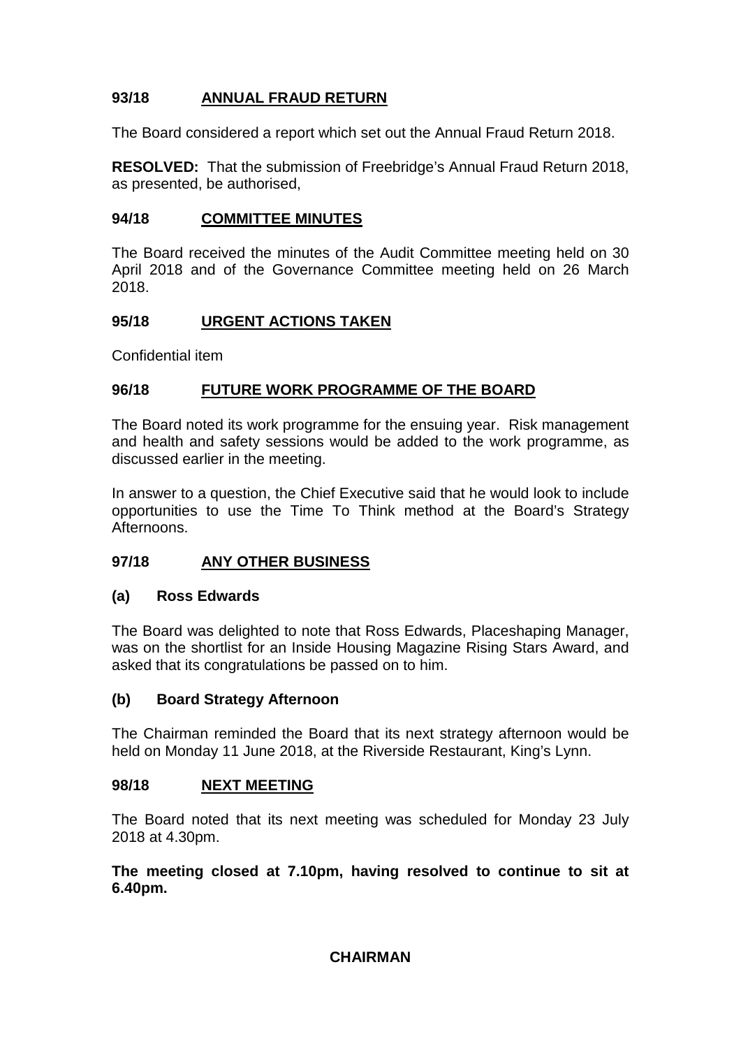## 93/18 ANNUAL FRAUD RETURN

The Board considered a report which set out the Annual Fraud Return 2018.

**RESOLVED:** That the submission of Freebridge's Annual Fraud Return 2018, as presented, be authorised,

## 94/18 COMMITTEE MINUTES

The Board received the minutes of the Audit Committee meeting held on 30 April 2018 and of the Governance Committee meeting held on 26 March 2018.

## 95/18 URGENT ACTIONS TAKEN

Confidential item

## 96/18 FUTURE WORK PROGRAMME OF THE BOARD

The Board noted its work programme for the ensuing year. Risk management and health and safety sessions would be added to the work programme, as discussed earlier in the meeting.

In answer to a question, the Chief Executive said that he would look to include opportunities to use the Time To Think method at the Board's Strategy Afternoons.

## 97/18 ANY OTHER BUSINESS

### (a) Ross Edwards

The Board was delighted to note that Ross Edwards, Placeshaping Manager, was on the shortlist for an Inside Housing Magazine Rising Stars Award, and asked that its congratulations be passed on to him.

### (b) Board Strategy Afternoon

The Chairman reminded the Board that its next strategy afternoon would be held on Monday 11 June 2018, at the Riverside Restaurant, King's Lynn.

## 98/18 NEXT MEETING

The Board noted that its next meeting was scheduled for Monday 23 July 2018 at 4.30pm.

**The meeting closed at 7.10pm, having resolved to continue to sit at 6.40pm.**

**CHAIRMAN**